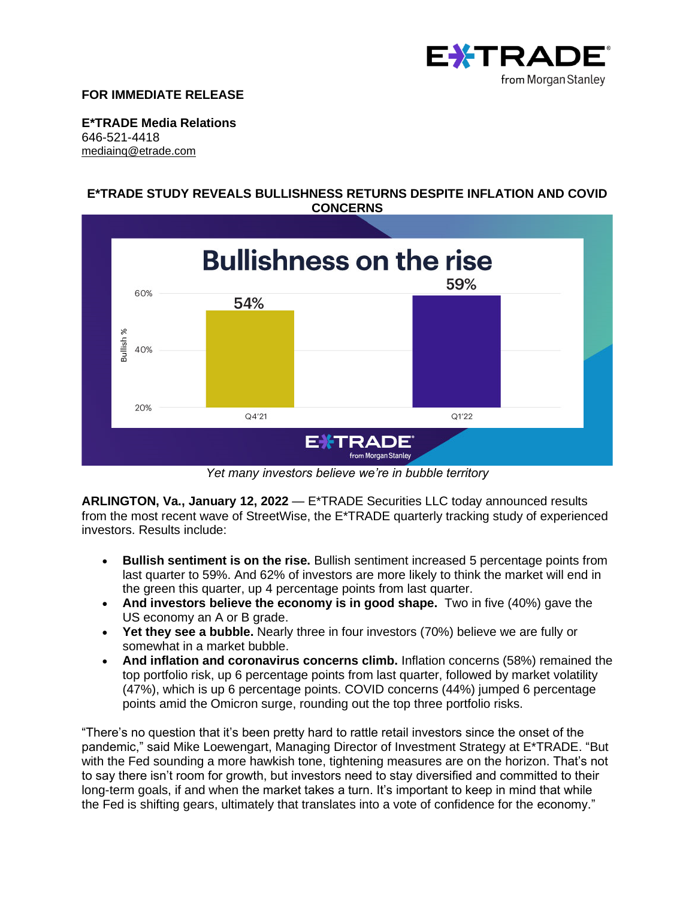**FOR IMMEDIATE RELEASE**

**E*TRADE Media Relations**
646-521-4418
mediainq@etrade.com

## E*TRADE STUDY REVEALS BULLISHNESS RETURNS DESPITE INFLATION AND COVID CONCERNS

**Bullishness on the rise**

| | Bullish % |
|---|---|
| Q4'21 | 54% |
| Q1'22 | 59% |

*Yet many investors believe we're in bubble territory*

**ARLINGTON, Va., January 12, 2022** — E*TRADE Securities LLC today announced results from the most recent wave of StreetWise, the E*TRADE quarterly tracking study of experienced investors. Results include:

- **Bullish sentiment is on the rise.** Bullish sentiment increased 5 percentage points from last quarter to 59%. And 62% of investors are more likely to think the market will end in the green this quarter, up 4 percentage points from last quarter.
- **And investors believe the economy is in good shape.** Two in five (40%) gave the US economy an A or B grade.
- **Yet they see a bubble.** Nearly three in four investors (70%) believe we are fully or somewhat in a market bubble.
- **And inflation and coronavirus concerns climb.** Inflation concerns (58%) remained the top portfolio risk, up 6 percentage points from last quarter, followed by market volatility (47%), which is up 6 percentage points. COVID concerns (44%) jumped 6 percentage points amid the Omicron surge, rounding out the top three portfolio risks.

"There's no question that it's been pretty hard to rattle retail investors since the onset of the pandemic," said Mike Loewengart, Managing Director of Investment Strategy at E*TRADE. "But with the Fed sounding a more hawkish tone, tightening measures are on the horizon. That's not to say there isn't room for growth, but investors need to stay diversified and committed to their long-term goals, if and when the market takes a turn. It's important to keep in mind that while the Fed is shifting gears, ultimately that translates into a vote of confidence for the economy."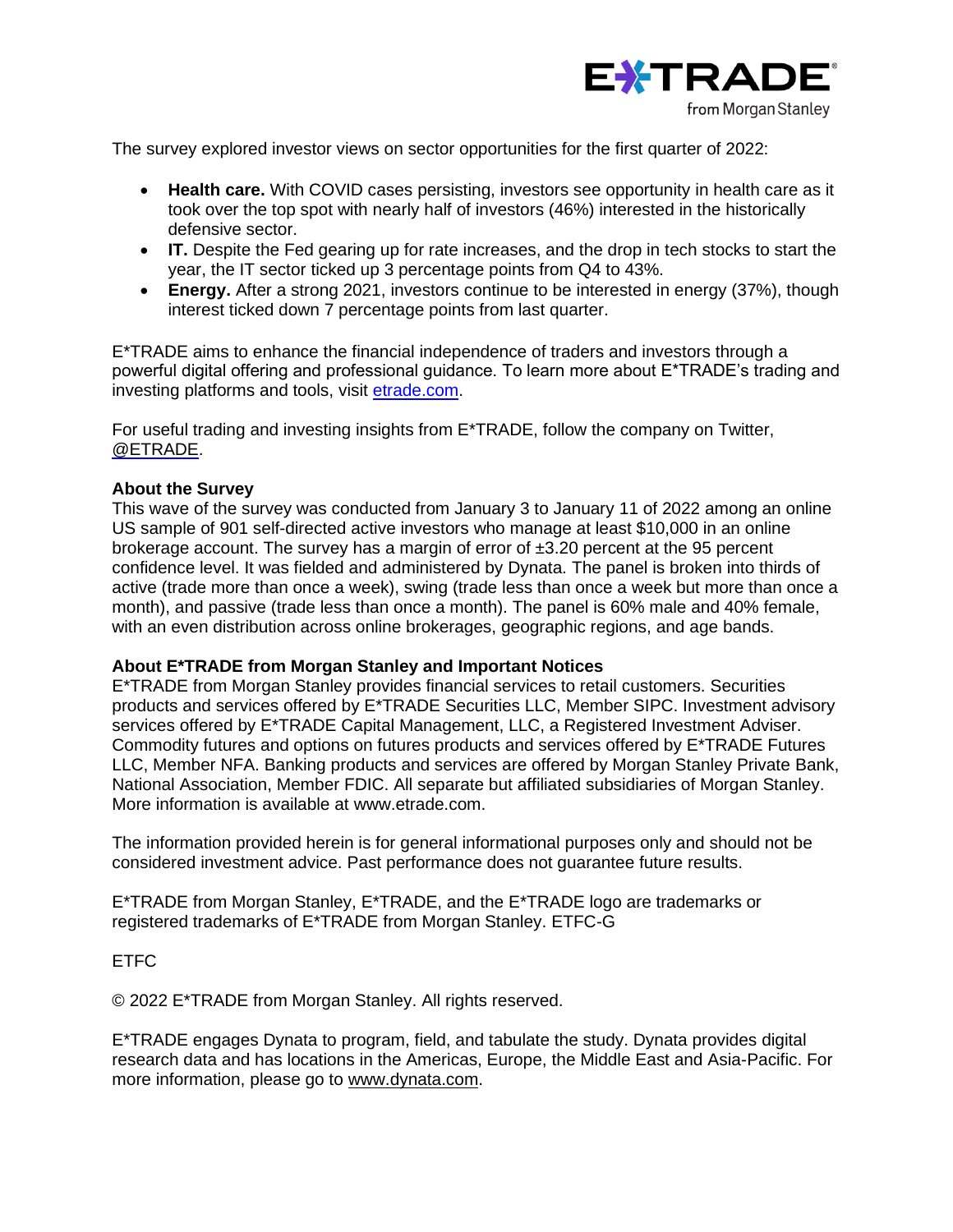The survey explored investor views on sector opportunities for the first quarter of 2022:

- **Health care.** With COVID cases persisting, investors see opportunity in health care as it took over the top spot with nearly half of investors (46%) interested in the historically defensive sector.
- **IT.** Despite the Fed gearing up for rate increases, and the drop in tech stocks to start the year, the IT sector ticked up 3 percentage points from Q4 to 43%.
- **Energy.** After a strong 2021, investors continue to be interested in energy (37%), though interest ticked down 7 percentage points from last quarter.

E*TRADE aims to enhance the financial independence of traders and investors through a powerful digital offering and professional guidance. To learn more about E*TRADE's trading and investing platforms and tools, visit etrade.com.

For useful trading and investing insights from E*TRADE, follow the company on Twitter, @ETRADE.

**About the Survey**
This wave of the survey was conducted from January 3 to January 11 of 2022 among an online US sample of 901 self-directed active investors who manage at least $10,000 in an online brokerage account. The survey has a margin of error of ±3.20 percent at the 95 percent confidence level. It was fielded and administered by Dynata. The panel is broken into thirds of active (trade more than once a week), swing (trade less than once a week but more than once a month), and passive (trade less than once a month). The panel is 60% male and 40% female, with an even distribution across online brokerages, geographic regions, and age bands.

**About E*TRADE from Morgan Stanley and Important Notices**
E*TRADE from Morgan Stanley provides financial services to retail customers. Securities products and services offered by E*TRADE Securities LLC, Member SIPC. Investment advisory services offered by E*TRADE Capital Management, LLC, a Registered Investment Adviser. Commodity futures and options on futures products and services offered by E*TRADE Futures LLC, Member NFA. Banking products and services are offered by Morgan Stanley Private Bank, National Association, Member FDIC. All separate but affiliated subsidiaries of Morgan Stanley. More information is available at www.etrade.com.

The information provided herein is for general informational purposes only and should not be considered investment advice. Past performance does not guarantee future results.

E*TRADE from Morgan Stanley, E*TRADE, and the E*TRADE logo are trademarks or registered trademarks of E*TRADE from Morgan Stanley. ETFC-G

ETFC

© 2022 E*TRADE from Morgan Stanley. All rights reserved.

E*TRADE engages Dynata to program, field, and tabulate the study. Dynata provides digital research data and has locations in the Americas, Europe, the Middle East and Asia-Pacific. For more information, please go to www.dynata.com.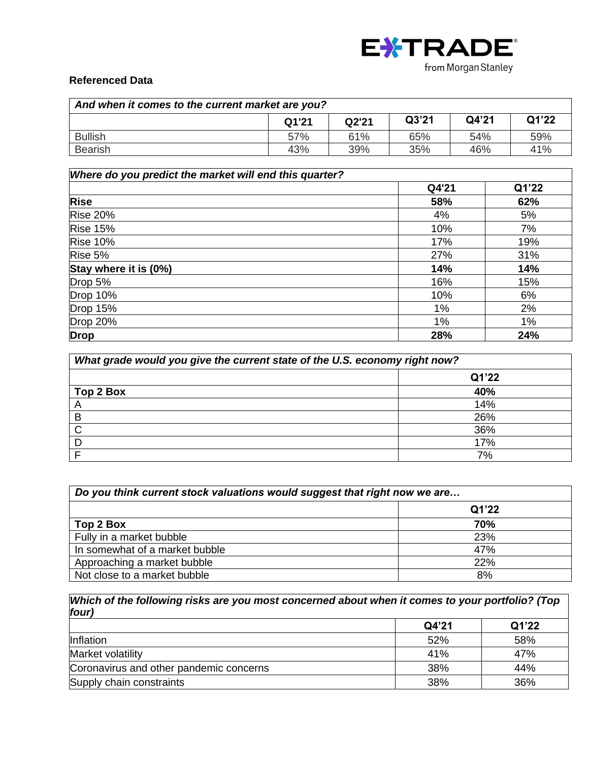**Referenced Data**

| *And when it comes to the current market are you?* | | | | | |
|---|---|---|---|---|---|
| | **Q1'21** | **Q2'21** | **Q3'21** | **Q4'21** | **Q1'22** |
| Bullish | 57% | 61% | 65% | 54% | 59% |
| Bearish | 43% | 39% | 35% | 46% | 41% |

| *Where do you predict the market will end this quarter?* | | |
|---|---|---|
| | **Q4'21** | **Q1'22** |
| **Rise** | **58%** | **62%** |
| Rise 20% | 4% | 5% |
| Rise 15% | 10% | 7% |
| Rise 10% | 17% | 19% |
| Rise 5% | 27% | 31% |
| **Stay where it is (0%)** | **14%** | **14%** |
| Drop 5% | 16% | 15% |
| Drop 10% | 10% | 6% |
| Drop 15% | 1% | 2% |
| Drop 20% | 1% | 1% |
| **Drop** | **28%** | **24%** |

| *What grade would you give the current state of the U.S. economy right now?* | |
|---|---|
| | **Q1'22** |
| **Top 2 Box** | **40%** |
| A | 14% |
| B | 26% |
| C | 36% |
| D | 17% |
| F | 7% |

| *Do you think current stock valuations would suggest that right now we are…* | |
|---|---|
| | **Q1'22** |
| **Top 2 Box** | **70%** |
| Fully in a market bubble | 23% |
| In somewhat of a market bubble | 47% |
| Approaching a market bubble | 22% |
| Not close to a market bubble | 8% |

| *Which of the following risks are you most concerned about when it comes to your portfolio? (Top four)* | | |
|---|---|---|
| | **Q4'21** | **Q1'22** |
| Inflation | 52% | 58% |
| Market volatility | 41% | 47% |
| Coronavirus and other pandemic concerns | 38% | 44% |
| Supply chain constraints | 38% | 36% |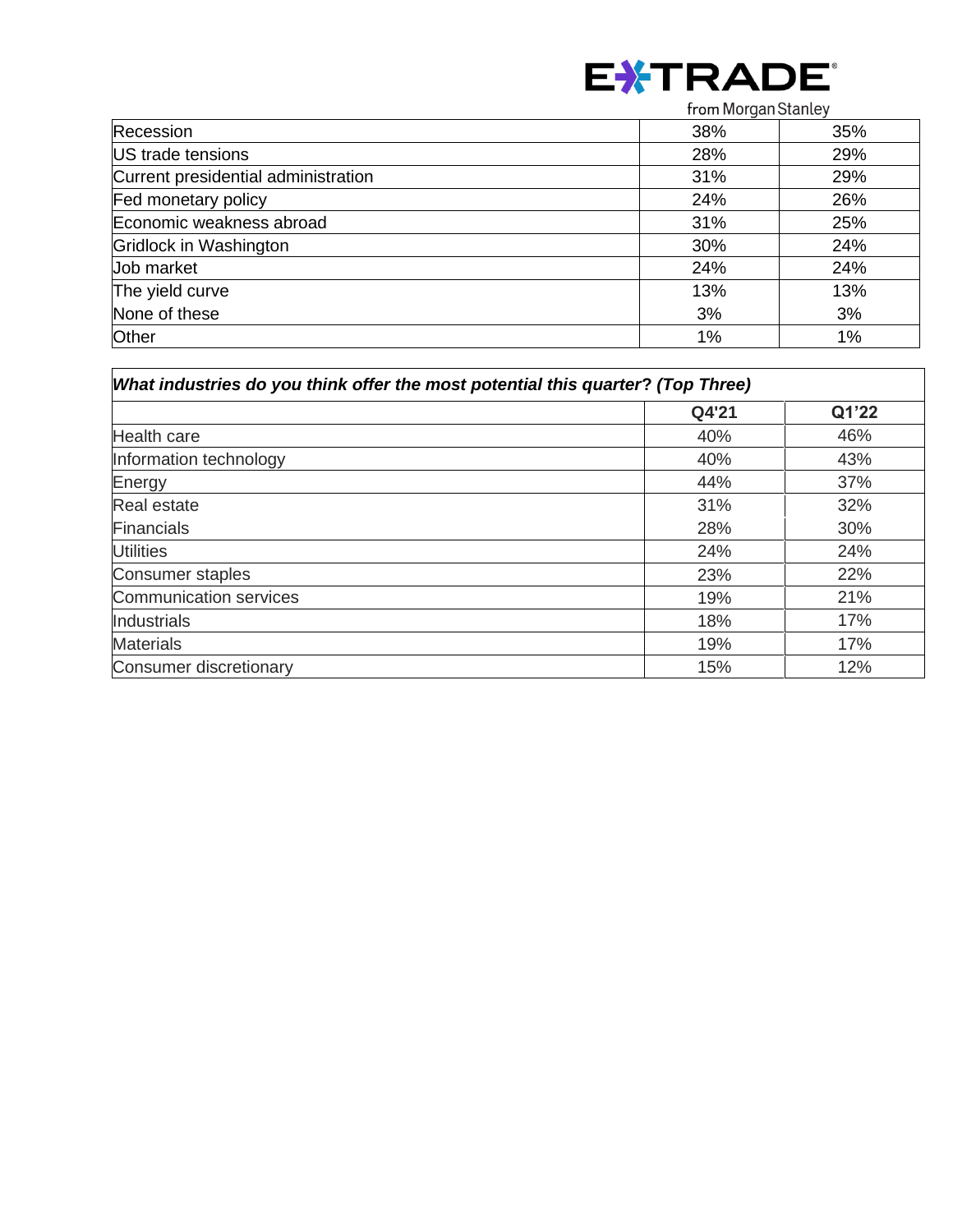| | | |
|---|---|---|
| Recession | 38% | 35% |
| US trade tensions | 28% | 29% |
| Current presidential administration | 31% | 29% |
| Fed monetary policy | 24% | 26% |
| Economic weakness abroad | 31% | 25% |
| Gridlock in Washington | 30% | 24% |
| Job market | 24% | 24% |
| The yield curve | 13% | 13% |
| None of these | 3% | 3% |
| Other | 1% | 1% |

***What industries do you think offer the most potential this quarter? (Top Three)***

| | Q4'21 | Q1'22 |
|---|---|---|
| Health care | 40% | 46% |
| Information technology | 40% | 43% |
| Energy | 44% | 37% |
| Real estate | 31% | 32% |
| Financials | 28% | 30% |
| Utilities | 24% | 24% |
| Consumer staples | 23% | 22% |
| Communication services | 19% | 21% |
| Industrials | 18% | 17% |
| Materials | 19% | 17% |
| Consumer discretionary | 15% | 12% |